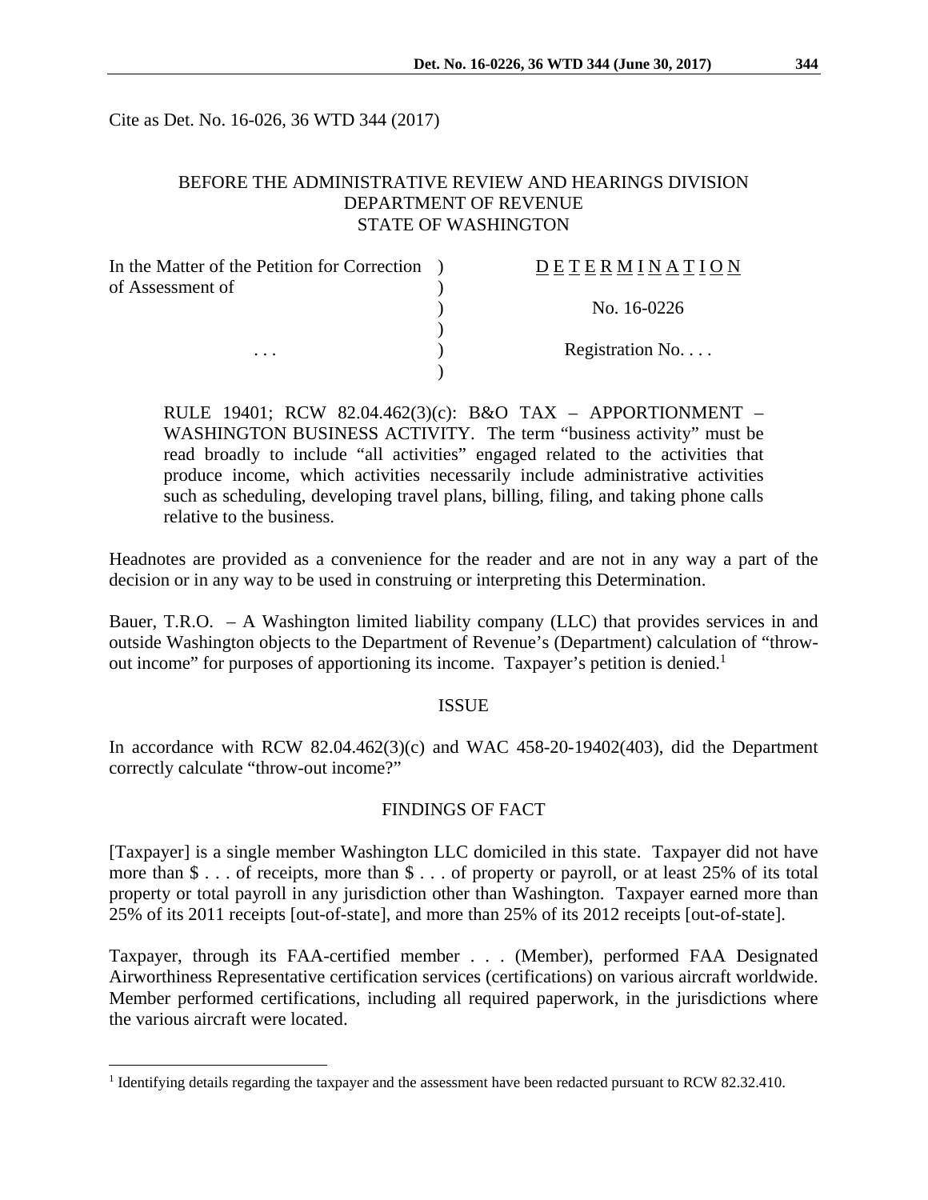Cite as Det. No. 16-026, 36 WTD 344 (2017)

BEFORE THE ADMINISTRATIVE REVIEW AND HEARINGS DIVISION
DEPARTMENT OF REVENUE
STATE OF WASHINGTON

| | | |
|---|---|---|
| In the Matter of the Petition for Correction of Assessment of | ) | D E T E R M I N A T I O N |
| | ) | No. 16-0226 |
| . . . | ) | Registration No. . . . |

RULE 19401; RCW 82.04.462(3)(c): B&O TAX – APPORTIONMENT – WASHINGTON BUSINESS ACTIVITY. The term "business activity" must be read broadly to include "all activities" engaged related to the activities that produce income, which activities necessarily include administrative activities such as scheduling, developing travel plans, billing, filing, and taking phone calls relative to the business.

Headnotes are provided as a convenience for the reader and are not in any way a part of the decision or in any way to be used in construing or interpreting this Determination.

Bauer, T.R.O. – A Washington limited liability company (LLC) that provides services in and outside Washington objects to the Department of Revenue's (Department) calculation of "throw-out income" for purposes of apportioning its income. Taxpayer's petition is denied.[1]

## ISSUE

In accordance with RCW 82.04.462(3)(c) and WAC 458-20-19402(403), did the Department correctly calculate "throw-out income?"

## FINDINGS OF FACT

[Taxpayer] is a single member Washington LLC domiciled in this state. Taxpayer did not have more than $ . . . of receipts, more than $ . . . of property or payroll, or at least 25% of its total property or total payroll in any jurisdiction other than Washington. Taxpayer earned more than 25% of its 2011 receipts [out-of-state], and more than 25% of its 2012 receipts [out-of-state].

Taxpayer, through its FAA-certified member . . . (Member), performed FAA Designated Airworthiness Representative certification services (certifications) on various aircraft worldwide. Member performed certifications, including all required paperwork, in the jurisdictions where the various aircraft were located.

[1] Identifying details regarding the taxpayer and the assessment have been redacted pursuant to RCW 82.32.410.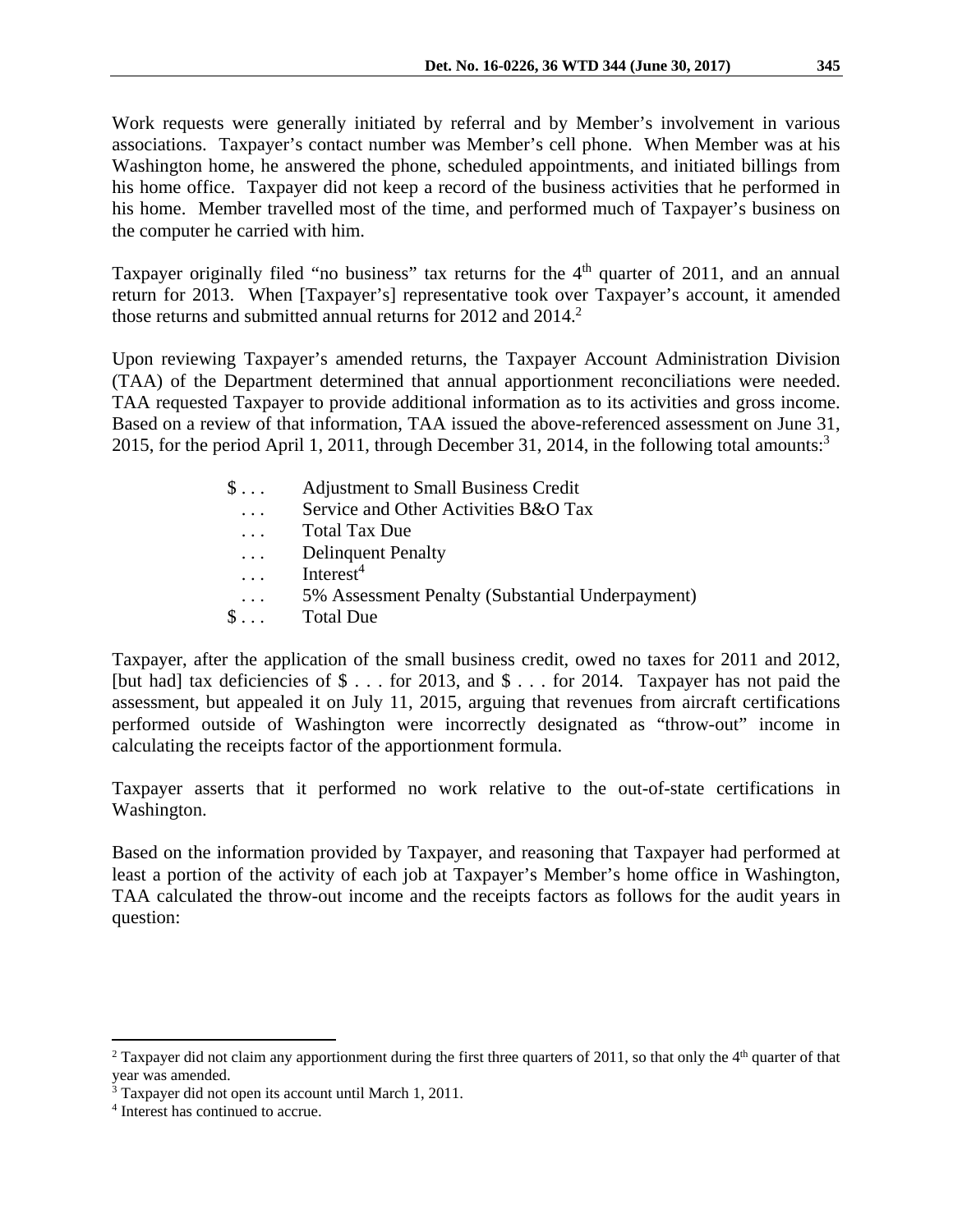Work requests were generally initiated by referral and by Member's involvement in various associations. Taxpayer's contact number was Member's cell phone. When Member was at his Washington home, he answered the phone, scheduled appointments, and initiated billings from his home office. Taxpayer did not keep a record of the business activities that he performed in his home. Member travelled most of the time, and performed much of Taxpayer's business on the computer he carried with him.

Taxpayer originally filed "no business" tax returns for the 4th quarter of 2011, and an annual return for 2013. When [Taxpayer's] representative took over Taxpayer's account, it amended those returns and submitted annual returns for 2012 and 2014.[2]

Upon reviewing Taxpayer's amended returns, the Taxpayer Account Administration Division (TAA) of the Department determined that annual apportionment reconciliations were needed. TAA requested Taxpayer to provide additional information as to its activities and gross income. Based on a review of that information, TAA issued the above-referenced assessment on June 31, 2015, for the period April 1, 2011, through December 31, 2014, in the following total amounts:[3]

| | |
|---|---|
| $ . . . | Adjustment to Small Business Credit |
| . . . | Service and Other Activities B&O Tax |
| . . . | Total Tax Due |
| . . . | Delinquent Penalty |
| . . . | Interest[4] |
| . . . | 5% Assessment Penalty (Substantial Underpayment) |
| $ . . . | Total Due |

Taxpayer, after the application of the small business credit, owed no taxes for 2011 and 2012, [but had] tax deficiencies of $ . . . for 2013, and $ . . . for 2014. Taxpayer has not paid the assessment, but appealed it on July 11, 2015, arguing that revenues from aircraft certifications performed outside of Washington were incorrectly designated as "throw-out" income in calculating the receipts factor of the apportionment formula.

Taxpayer asserts that it performed no work relative to the out-of-state certifications in Washington.

Based on the information provided by Taxpayer, and reasoning that Taxpayer had performed at least a portion of the activity of each job at Taxpayer's Member's home office in Washington, TAA calculated the throw-out income and the receipts factors as follows for the audit years in question:

---

[2] Taxpayer did not claim any apportionment during the first three quarters of 2011, so that only the 4th quarter of that year was amended.

[3] Taxpayer did not open its account until March 1, 2011.

[4] Interest has continued to accrue.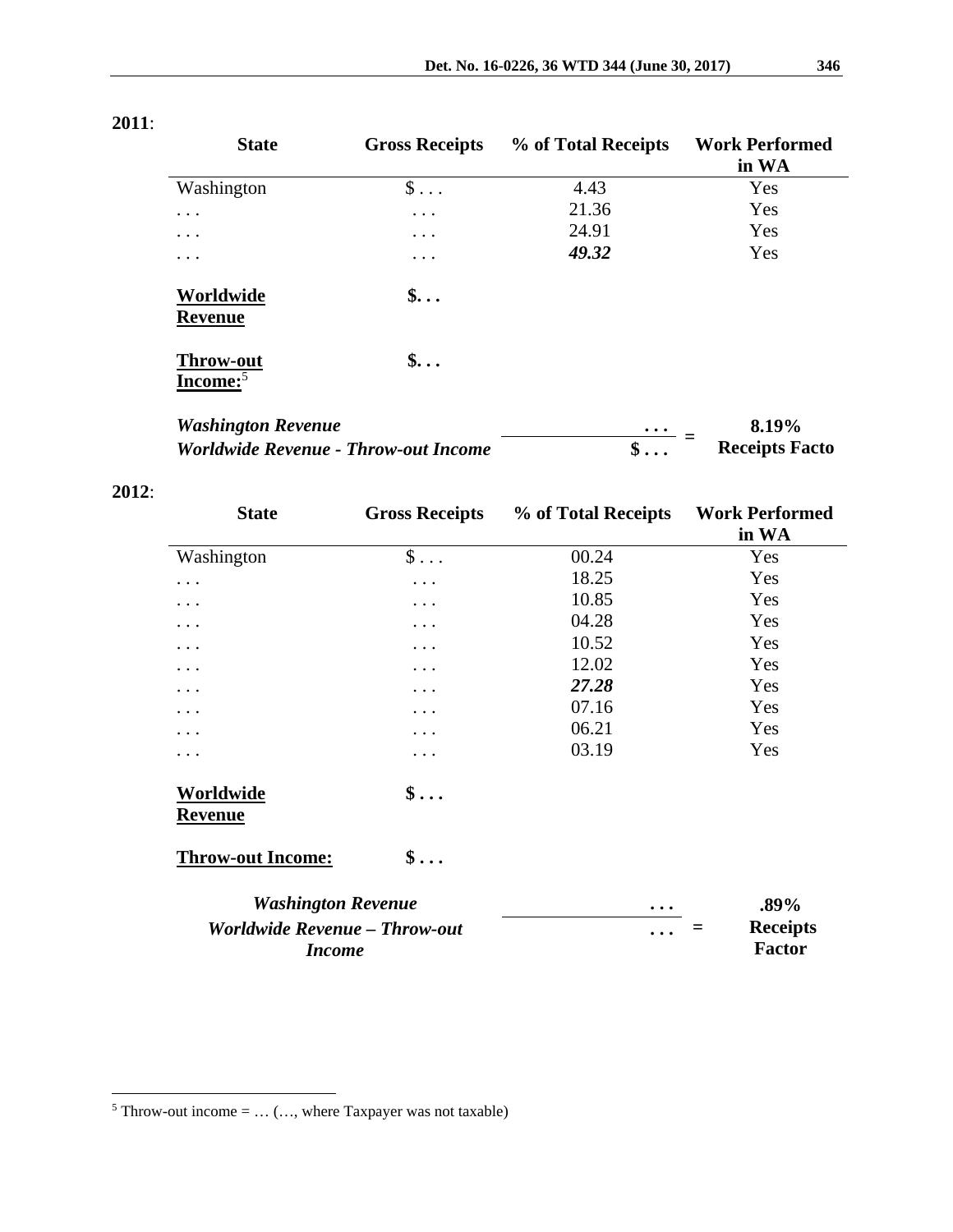**2011**:

| State | Gross Receipts | % of Total Receipts | Work Performed in WA |
|---|---|---|---|
| Washington | $ . . . | 4.43 | Yes |
| . . . | . . . | 21.36 | Yes |
| . . . | . . . | 24.91 | Yes |
| . . . | . . . | ***49.32*** | Yes |

**Worldwide Revenue** **$. . .**

**Throw-out Income:**[5] **$. . .**

***Washington Revenue*** / ***Worldwide Revenue - Throw-out Income*** = **. . .** / **$ . . .** = **8.19% Receipts Facto**

**2012**:

| State | Gross Receipts | % of Total Receipts | Work Performed in WA |
|---|---|---|---|
| Washington | $ . . . | 00.24 | Yes |
| . . . | . . . | 18.25 | Yes |
| . . . | . . . | 10.85 | Yes |
| . . . | . . . | 04.28 | Yes |
| . . . | . . . | 10.52 | Yes |
| . . . | . . . | 12.02 | Yes |
| . . . | . . . | ***27.28*** | Yes |
| . . . | . . . | 07.16 | Yes |
| . . . | . . . | 06.21 | Yes |
| . . . | . . . | 03.19 | Yes |

**Worldwide Revenue** **$ . . .**

**Throw-out Income:** **$ . . .**

***Washington Revenue*** / ***Worldwide Revenue – Throw-out Income*** = **. . .** / **. . .** = **.89% Receipts Factor**

[5] Throw-out income = … (…, where Taxpayer was not taxable)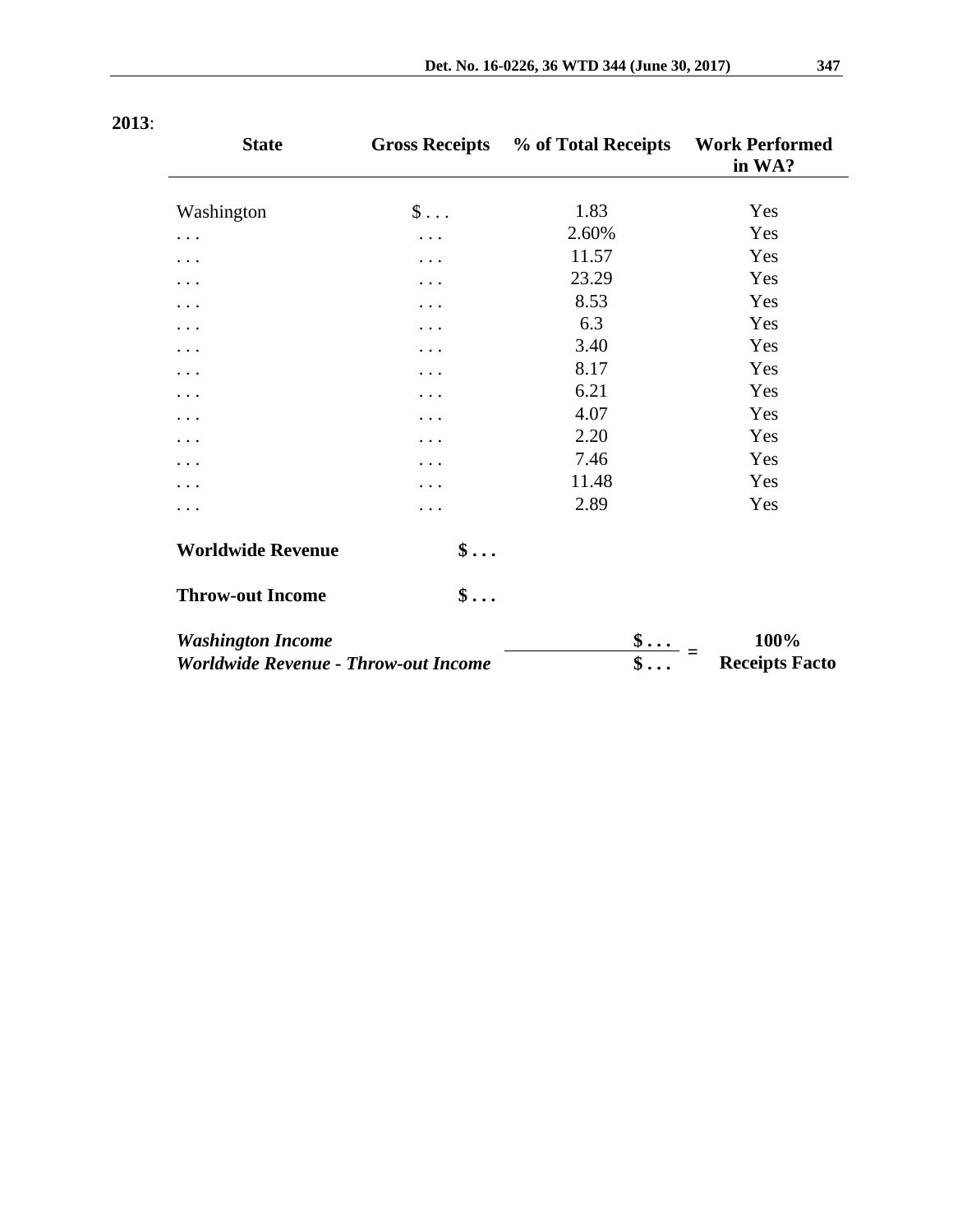**2013**:

| State | Gross Receipts | % of Total Receipts | Work Performed in WA? |
|---|---|---|---|
| Washington | $ . . . | 1.83 | Yes |
| . . . | . . . | 2.60% | Yes |
| . . . | . . . | 11.57 | Yes |
| . . . | . . . | 23.29 | Yes |
| . . . | . . . | 8.53 | Yes |
| . . . | . . . | 6.3 | Yes |
| . . . | . . . | 3.40 | Yes |
| . . . | . . . | 8.17 | Yes |
| . . . | . . . | 6.21 | Yes |
| . . . | . . . | 4.07 | Yes |
| . . . | . . . | 2.20 | Yes |
| . . . | . . . | 7.46 | Yes |
| . . . | . . . | 11.48 | Yes |
| . . . | . . . | 2.89 | Yes |

**Worldwide Revenue** **$ . . .**

**Throw-out Income** **$ . . .**

***Washington Income*** / ***Worldwide Revenue - Throw-out Income*** = **$ . . .** / **$ . . .** = **100% Receipts Facto**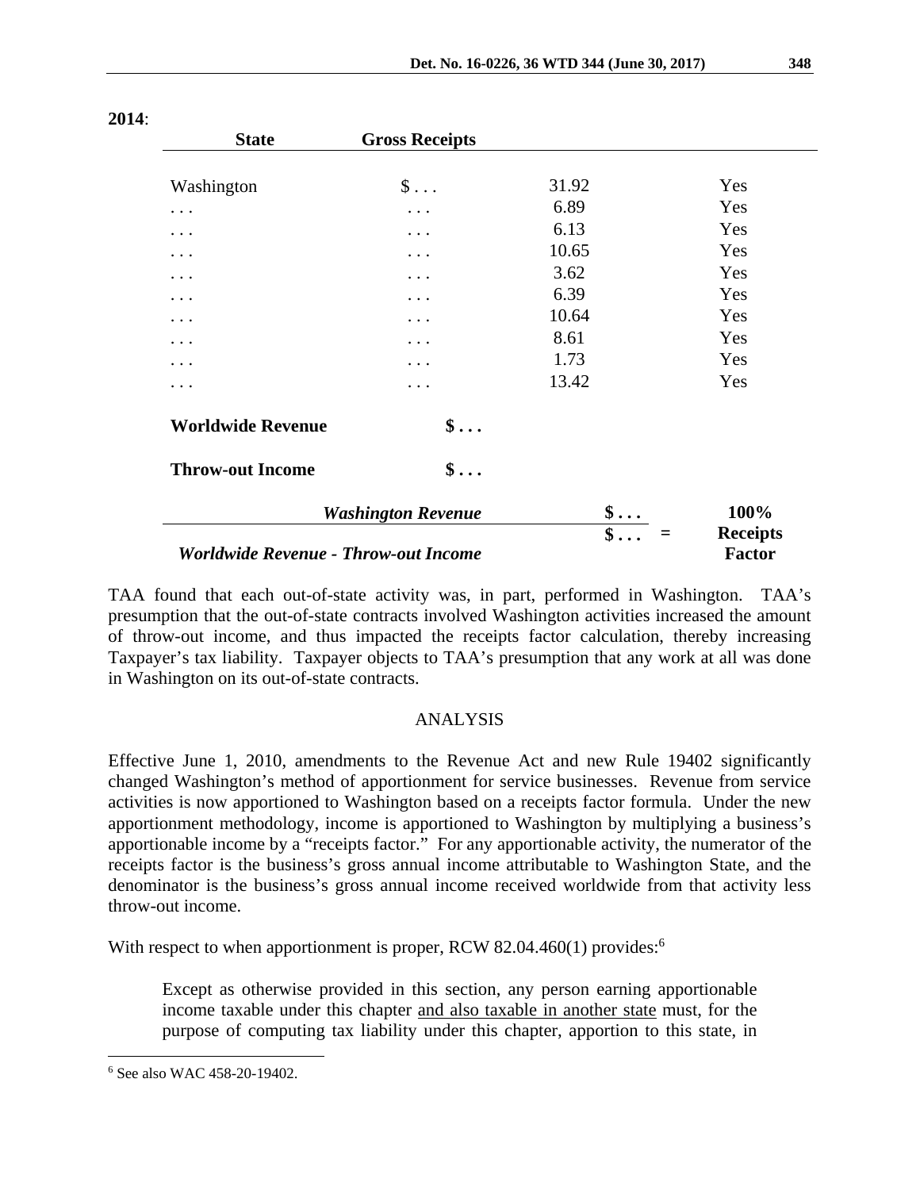**2014**:

| State | Gross Receipts | | |
|---|---|---|---|
| Washington | $ . . . | 31.92 | Yes |
| . . . | . . . | 6.89 | Yes |
| . . . | . . . | 6.13 | Yes |
| . . . | . . . | 10.65 | Yes |
| . . . | . . . | 3.62 | Yes |
| . . . | . . . | 6.39 | Yes |
| . . . | . . . | 10.64 | Yes |
| . . . | . . . | 8.61 | Yes |
| . . . | . . . | 1.73 | Yes |
| . . . | . . . | 13.42 | Yes |

**Worldwide Revenue** **$ . . .**

**Throw-out Income** **$ . . .**

| | | | |
|---|---|---|---|
| ***Washington Revenue*** | **$ . . .** | | **100%** |
| ***Worldwide Revenue - Throw-out Income*** | **$ . . .** | **=** | **Receipts Factor** |

TAA found that each out-of-state activity was, in part, performed in Washington. TAA's presumption that the out-of-state contracts involved Washington activities increased the amount of throw-out income, and thus impacted the receipts factor calculation, thereby increasing Taxpayer's tax liability. Taxpayer objects to TAA's presumption that any work at all was done in Washington on its out-of-state contracts.

## ANALYSIS

Effective June 1, 2010, amendments to the Revenue Act and new Rule 19402 significantly changed Washington's method of apportionment for service businesses. Revenue from service activities is now apportioned to Washington based on a receipts factor formula. Under the new apportionment methodology, income is apportioned to Washington by multiplying a business's apportionable income by a "receipts factor." For any apportionable activity, the numerator of the receipts factor is the business's gross annual income attributable to Washington State, and the denominator is the business's gross annual income received worldwide from that activity less throw-out income.

With respect to when apportionment is proper, RCW 82.04.460(1) provides:[6]

> Except as otherwise provided in this section, any person earning apportionable income taxable under this chapter <u>and also taxable in another state</u> must, for the purpose of computing tax liability under this chapter, apportion to this state, in

[6] See also WAC 458-20-19402.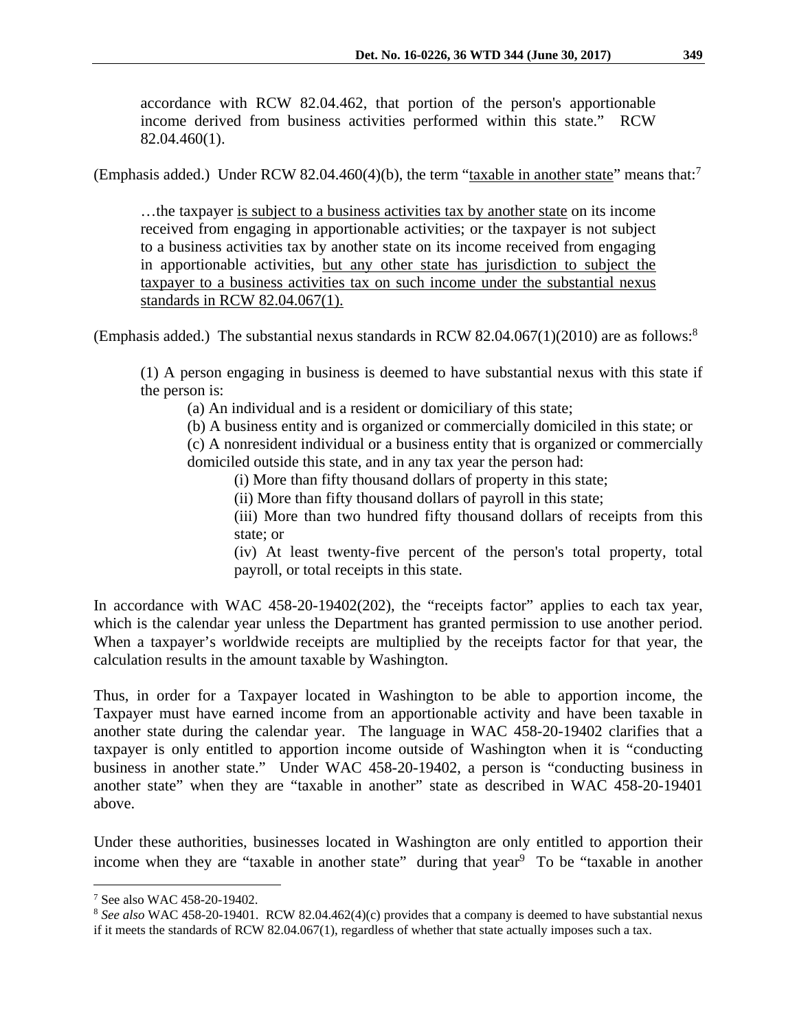accordance with RCW 82.04.462, that portion of the person's apportionable income derived from business activities performed within this state." RCW 82.04.460(1).

(Emphasis added.) Under RCW 82.04.460(4)(b), the term "taxable in another state" means that:[7]

> …the taxpayer is subject to a business activities tax by another state on its income received from engaging in apportionable activities; or the taxpayer is not subject to a business activities tax by another state on its income received from engaging in apportionable activities, but any other state has jurisdiction to subject the taxpayer to a business activities tax on such income under the substantial nexus standards in RCW 82.04.067(1).

(Emphasis added.) The substantial nexus standards in RCW 82.04.067(1)(2010) are as follows:[8]

> (1) A person engaging in business is deemed to have substantial nexus with this state if the person is:
>
> (a) An individual and is a resident or domiciliary of this state;
>
> (b) A business entity and is organized or commercially domiciled in this state; or
>
> (c) A nonresident individual or a business entity that is organized or commercially domiciled outside this state, and in any tax year the person had:
>
> (i) More than fifty thousand dollars of property in this state;
>
> (ii) More than fifty thousand dollars of payroll in this state;
>
> (iii) More than two hundred fifty thousand dollars of receipts from this state; or
>
> (iv) At least twenty-five percent of the person's total property, total payroll, or total receipts in this state.

In accordance with WAC 458-20-19402(202), the "receipts factor" applies to each tax year, which is the calendar year unless the Department has granted permission to use another period. When a taxpayer's worldwide receipts are multiplied by the receipts factor for that year, the calculation results in the amount taxable by Washington.

Thus, in order for a Taxpayer located in Washington to be able to apportion income, the Taxpayer must have earned income from an apportionable activity and have been taxable in another state during the calendar year. The language in WAC 458-20-19402 clarifies that a taxpayer is only entitled to apportion income outside of Washington when it is "conducting business in another state." Under WAC 458-20-19402, a person is "conducting business in another state" when they are "taxable in another" state as described in WAC 458-20-19401 above.

Under these authorities, businesses located in Washington are only entitled to apportion their income when they are "taxable in another state" during that year[9] To be "taxable in another

---

[7] See also WAC 458-20-19402.

[8] *See also* WAC 458-20-19401. RCW 82.04.462(4)(c) provides that a company is deemed to have substantial nexus if it meets the standards of RCW 82.04.067(1), regardless of whether that state actually imposes such a tax.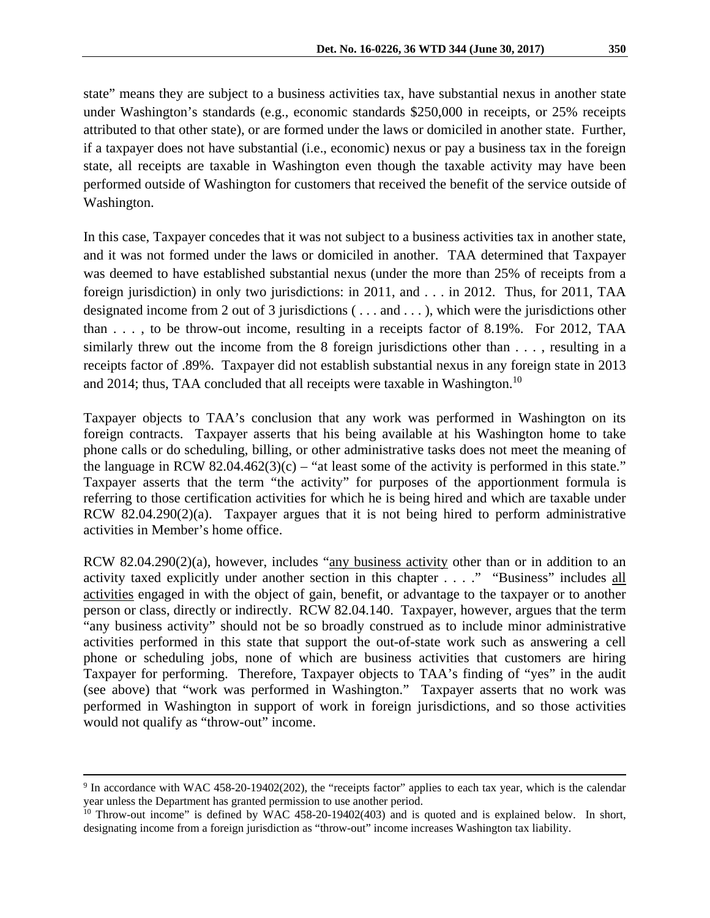state" means they are subject to a business activities tax, have substantial nexus in another state under Washington's standards (e.g., economic standards $250,000 in receipts, or 25% receipts attributed to that other state), or are formed under the laws or domiciled in another state. Further, if a taxpayer does not have substantial (i.e., economic) nexus or pay a business tax in the foreign state, all receipts are taxable in Washington even though the taxable activity may have been performed outside of Washington for customers that received the benefit of the service outside of Washington.

In this case, Taxpayer concedes that it was not subject to a business activities tax in another state, and it was not formed under the laws or domiciled in another. TAA determined that Taxpayer was deemed to have established substantial nexus (under the more than 25% of receipts from a foreign jurisdiction) in only two jurisdictions: in 2011, and . . . in 2012. Thus, for 2011, TAA designated income from 2 out of 3 jurisdictions ( . . . and . . . ), which were the jurisdictions other than . . . , to be throw-out income, resulting in a receipts factor of 8.19%. For 2012, TAA similarly threw out the income from the 8 foreign jurisdictions other than . . . , resulting in a receipts factor of .89%. Taxpayer did not establish substantial nexus in any foreign state in 2013 and 2014; thus, TAA concluded that all receipts were taxable in Washington.[10]

Taxpayer objects to TAA's conclusion that any work was performed in Washington on its foreign contracts. Taxpayer asserts that his being available at his Washington home to take phone calls or do scheduling, billing, or other administrative tasks does not meet the meaning of the language in RCW 82.04.462(3)(c) – "at least some of the activity is performed in this state." Taxpayer asserts that the term "the activity" for purposes of the apportionment formula is referring to those certification activities for which he is being hired and which are taxable under RCW 82.04.290(2)(a). Taxpayer argues that it is not being hired to perform administrative activities in Member's home office.

RCW 82.04.290(2)(a), however, includes "<u>any business activity</u> other than or in addition to an activity taxed explicitly under another section in this chapter . . . ." "Business" includes <u>all activities</u> engaged in with the object of gain, benefit, or advantage to the taxpayer or to another person or class, directly or indirectly. RCW 82.04.140. Taxpayer, however, argues that the term "any business activity" should not be so broadly construed as to include minor administrative activities performed in this state that support the out-of-state work such as answering a cell phone or scheduling jobs, none of which are business activities that customers are hiring Taxpayer for performing. Therefore, Taxpayer objects to TAA's finding of "yes" in the audit (see above) that "work was performed in Washington." Taxpayer asserts that no work was performed in Washington in support of work in foreign jurisdictions, and so those activities would not qualify as "throw-out" income.

---

[9] In accordance with WAC 458-20-19402(202), the "receipts factor" applies to each tax year, which is the calendar year unless the Department has granted permission to use another period.

[10] Throw-out income" is defined by WAC 458-20-19402(403) and is quoted and is explained below. In short, designating income from a foreign jurisdiction as "throw-out" income increases Washington tax liability.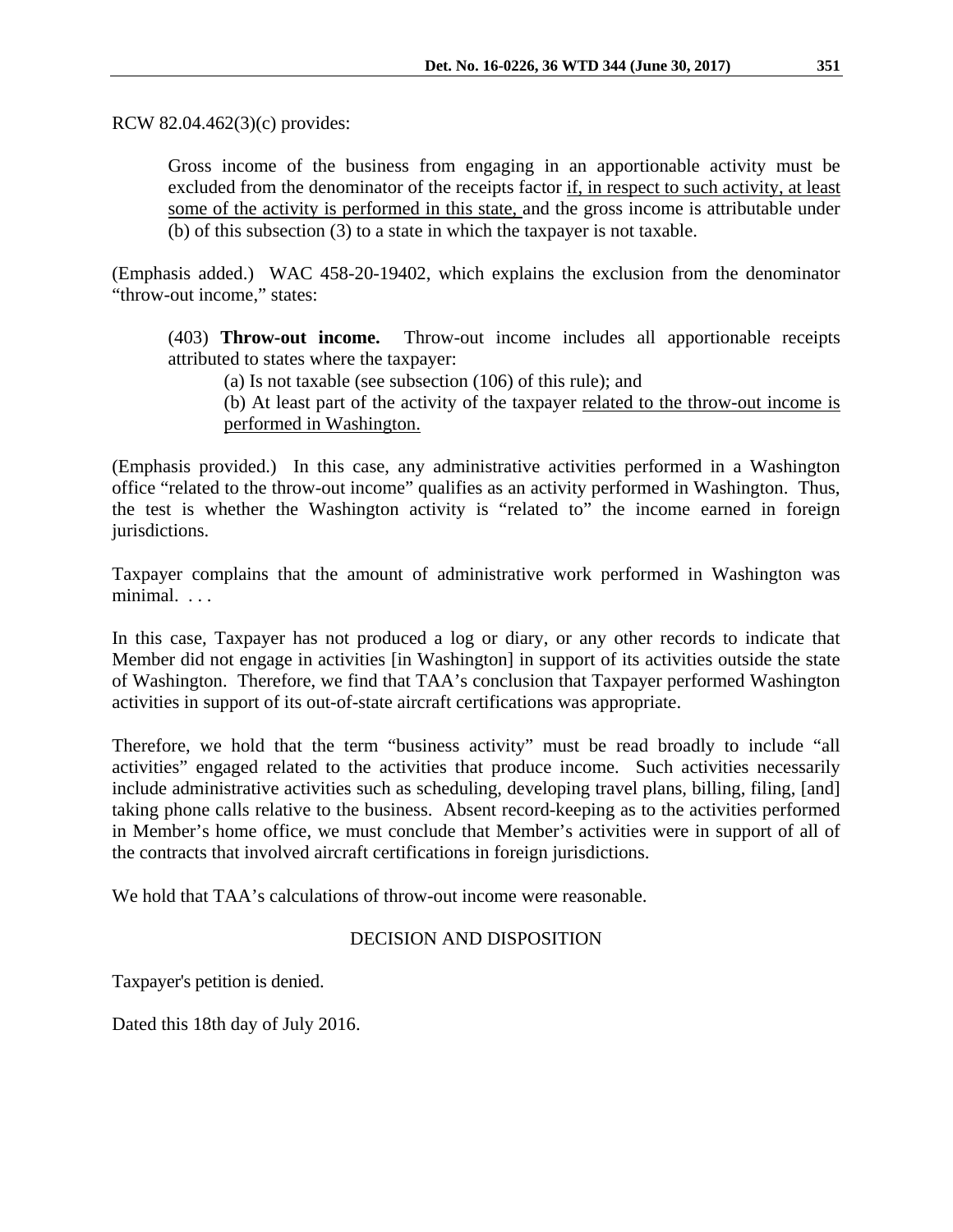RCW 82.04.462(3)(c) provides:

> Gross income of the business from engaging in an apportionable activity must be excluded from the denominator of the receipts factor <u>if, in respect to such activity, at least some of the activity is performed in this state,</u> and the gross income is attributable under (b) of this subsection (3) to a state in which the taxpayer is not taxable.

(Emphasis added.) WAC 458-20-19402, which explains the exclusion from the denominator "throw-out income," states:

> (403) **Throw-out income.** Throw-out income includes all apportionable receipts attributed to states where the taxpayer:
>
> (a) Is not taxable (see subsection (106) of this rule); and
>
> (b) At least part of the activity of the taxpayer <u>related to the throw-out income is performed in Washington.</u>

(Emphasis provided.) In this case, any administrative activities performed in a Washington office "related to the throw-out income" qualifies as an activity performed in Washington. Thus, the test is whether the Washington activity is "related to" the income earned in foreign jurisdictions.

Taxpayer complains that the amount of administrative work performed in Washington was minimal. . . .

In this case, Taxpayer has not produced a log or diary, or any other records to indicate that Member did not engage in activities [in Washington] in support of its activities outside the state of Washington. Therefore, we find that TAA's conclusion that Taxpayer performed Washington activities in support of its out-of-state aircraft certifications was appropriate.

Therefore, we hold that the term "business activity" must be read broadly to include "all activities" engaged related to the activities that produce income. Such activities necessarily include administrative activities such as scheduling, developing travel plans, billing, filing, [and] taking phone calls relative to the business. Absent record-keeping as to the activities performed in Member's home office, we must conclude that Member's activities were in support of all of the contracts that involved aircraft certifications in foreign jurisdictions.

We hold that TAA's calculations of throw-out income were reasonable.

## DECISION AND DISPOSITION

Taxpayer's petition is denied.

Dated this 18th day of July 2016.